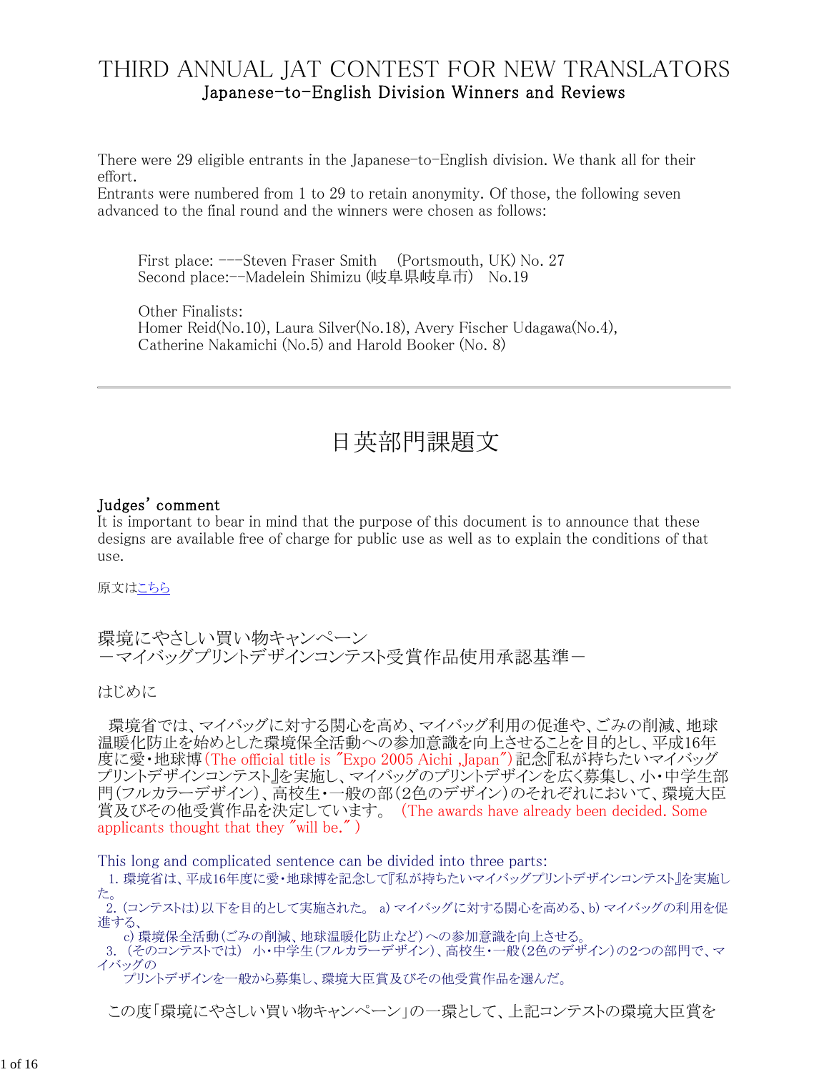# THIRD ANNUAL JAT CONTEST FOR NEW TRANSLATORS

## Japanese-to-English Division Winners and Reviews

There were 29 eligible entrants in the Japanese-to-English division. We thank all for their effort.
Entrants were numbered from 1 to 29 to retain anonymity. Of those, the following seven advanced to the final round and the winners were chosen as follows:

First place: ---Steven Fraser Smith (Portsmouth, UK) No. 27
Second place:--Madelein Shimizu (岐阜県岐阜市) No.19

Other Finalists:
Homer Reid(No.10), Laura Silver(No.18), Avery Fischer Udagawa(No.4), Catherine Nakamichi (No.5) and Harold Booker (No. 8)

---

# 日英部門課題文

### Judges' comment

It is important to bear in mind that the purpose of this document is to announce that these designs are available free of charge for public use as well as to explain the conditions of that use.

原文はこちら

環境にやさしい買い物キャンペーン
－マイバッグプリントデザインコンテスト受賞作品使用承認基準－

はじめに

環境省では、マイバッグに対する関心を高め、マイバッグ利用の促進や、ごみの削減、地球温暖化防止を始めとした環境保全活動への参加意識を向上させることを目的とし、平成16年度に愛・地球博(The official title is "Expo 2005 Aichi ,Japan")記念『私が持ちたいマイバッグプリントデザインコンテスト』を実施し、マイバッグのプリントデザインを広く募集し、小・中学生部門(フルカラーデザイン)、高校生・一般の部(2色のデザイン)のそれぞれにおいて、環境大臣賞及びその他受賞作品を決定しています。 (The awards have already been decided. Some applicants thought that they "will be." )

This long and complicated sentence can be divided into three parts:

1. 環境省は、平成16年度に愛・地球博を記念して『私が持ちたいマイバッグプリントデザインコンテスト』を実施した。
2. (コンテストは)以下を目的として実施された。 a) マイバッグに対する関心を高める、b) マイバッグの利用を促進する、
   c) 環境保全活動(ごみの削減、地球温暖化防止など)への参加意識を向上させる。
3. (そのコンテストでは) 小・中学生(フルカラーデザイン)、高校生・一般(2色のデザイン)の2つの部門で、マイバッグの
   プリントデザインを一般から募集し、環境大臣賞及びその他受賞作品を選んだ。

この度「環境にやさしい買い物キャンペーン」の一環として、上記コンテストの環境大臣賞を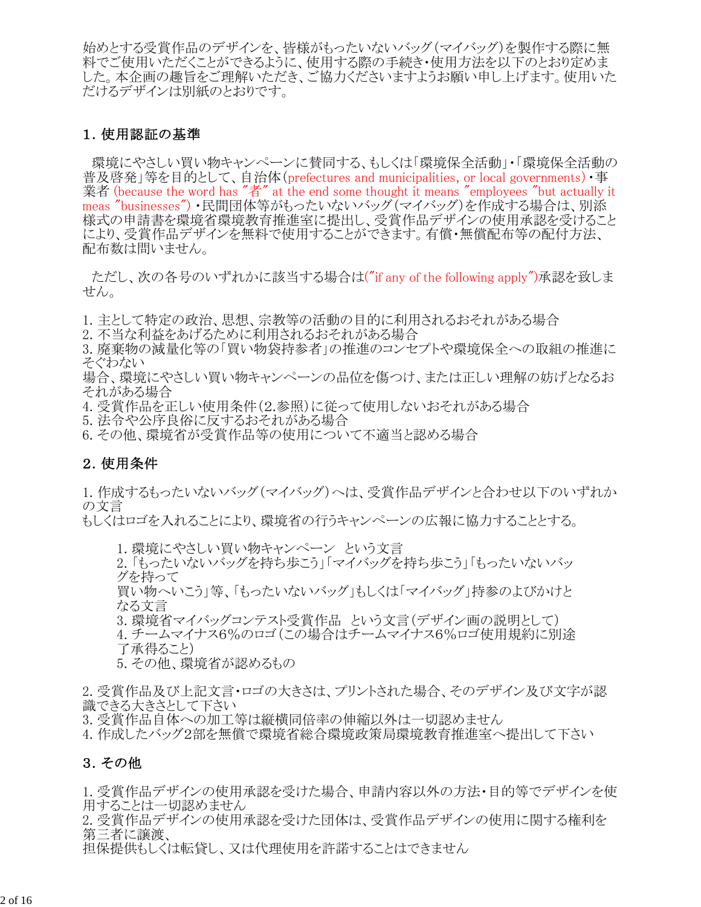始めとする受賞作品のデザインを、皆様がもったいないバッグ（マイバッグ）を製作する際に無料でご使用いただくことができるように、使用する際の手続き・使用方法を以下のとおり定めました。本企画の趣旨をご理解いただき、ご協力くださいますようお願い申し上げます。使用いただけるデザインは別紙のとおりです。

## 1. 使用認証の基準

環境にやさしい買い物キャンペーンに賛同する、もしくは「環境保全活動」・「環境保全活動の普及啓発」等を目的として、自治体（prefectures and municipalities, or local governments）・事業者 (because the word has "者" at the end some thought it means "employees "but actually it meas "businesses")・民間団体等がもったいないバッグ（マイバッグ）を作成する場合は、別添様式の申請書を環境省環境教育推進室に提出し、受賞作品デザインの使用承認を受けることにより、受賞作品デザインを無料で使用することができます。有償・無償配布等の配付方法、配布数は問いません。

ただし、次の各号のいずれかに該当する場合は("if any of the following apply")承認を致しません。

1. 主として特定の政治、思想、宗教等の活動の目的に利用されるおそれがある場合
2. 不当な利益をあげるために利用されるおそれがある場合
3. 廃棄物の減量化等の「買い物袋持参者」の推進のコンセプトや環境保全への取組の推進にそぐわない
場合、環境にやさしい買い物キャンペーンの品位を傷つけ、または正しい理解の妨げとなるおそれがある場合
4. 受賞作品を正しい使用条件（2.参照）に従って使用しないおそれがある場合
5. 法令や公序良俗に反するおそれがある場合
6. その他、環境省が受賞作品等の使用について不適当と認める場合

## 2. 使用条件

1. 作成するもったいないバッグ（マイバッグ）へは、受賞作品デザインと合わせ以下のいずれかの文言
もしくはロゴを入れることにより、環境省の行うキャンペーンの広報に協力することとする。

   1. 環境にやさしい買い物キャンペーン　という文言
   2. 「もったいないバッグを持ち歩こう」「マイバッグを持ち歩こう」「もったいないバッグを持って
   買い物へいこう」等、「もったいないバッグ」もしくは「マイバッグ」持参のよびかけとなる文言
   3. 環境省マイバッグコンテスト受賞作品　という文言（デザイン画の説明として）
   4. チームマイナス6％のロゴ（この場合はチームマイナス6％ロゴ使用規約に別途了承得ること）
   5. その他、環境省が認めるもの

2. 受賞作品及び上記文言・ロゴの大きさは、プリントされた場合、そのデザイン及び文字が認識できる大きさとして下さい
3. 受賞作品自体への加工等は縦横同倍率の伸縮以外は一切認めません
4. 作成したバッグ2部を無償で環境省総合環境政策局環境教育推進室へ提出して下さい

## 3. その他

1. 受賞作品デザインの使用承認を受けた場合、申請内容以外の方法・目的等でデザインを使用することは一切認めません
2. 受賞作品デザインの使用承認を受けた団体は、受賞作品デザインの使用に関する権利を第三者に譲渡、
担保提供もしくは転貸し、又は代理使用を許諾することはできません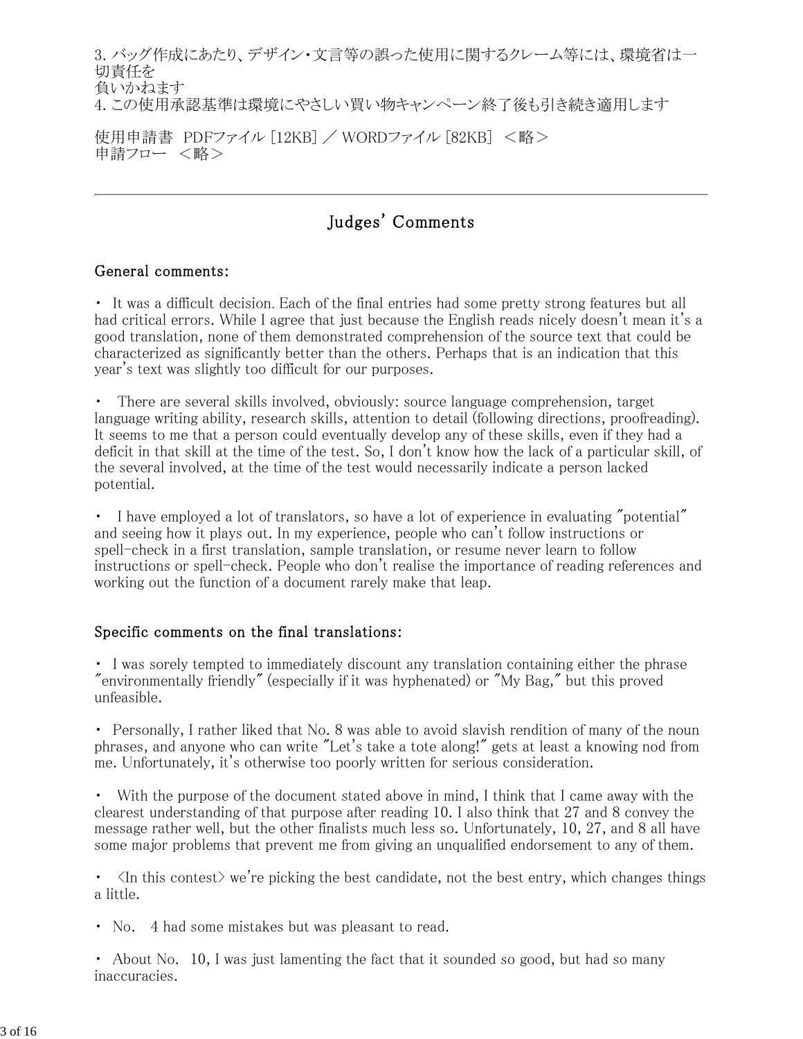3. バッグ作成にあたり、デザイン・文言等の誤った使用に関するクレーム等には、環境省は一切責任を
負いかねます
4. この使用承認基準は環境にやさしい買い物キャンペーン終了後も引き続き適用します

使用申請書　PDFファイル [12KB] ／ WORDファイル [82KB] ＜略＞
申請フロー　＜略＞

---

## Judges' Comments

### General comments:

・ It was a difficult decision. Each of the final entries had some pretty strong features but all had critical errors. While I agree that just because the English reads nicely doesn't mean it's a good translation, none of them demonstrated comprehension of the source text that could be characterized as significantly better than the others. Perhaps that is an indication that this year's text was slightly too difficult for our purposes.

・ There are several skills involved, obviously: source language comprehension, target language writing ability, research skills, attention to detail (following directions, proofreading). It seems to me that a person could eventually develop any of these skills, even if they had a deficit in that skill at the time of the test. So, I don't know how the lack of a particular skill, of the several involved, at the time of the test would necessarily indicate a person lacked potential.

・ I have employed a lot of translators, so have a lot of experience in evaluating "potential" and seeing how it plays out. In my experience, people who can't follow instructions or spell-check in a first translation, sample translation, or resume never learn to follow instructions or spell-check. People who don't realise the importance of reading references and working out the function of a document rarely make that leap.

### Specific comments on the final translations:

・ I was sorely tempted to immediately discount any translation containing either the phrase "environmentally friendly" (especially if it was hyphenated) or "My Bag," but this proved unfeasible.

・ Personally, I rather liked that No. 8 was able to avoid slavish rendition of many of the noun phrases, and anyone who can write "Let's take a tote along!" gets at least a knowing nod from me. Unfortunately, it's otherwise too poorly written for serious consideration.

・ With the purpose of the document stated above in mind, I think that I came away with the clearest understanding of that purpose after reading 10. I also think that 27 and 8 convey the message rather well, but the other finalists much less so. Unfortunately, 10, 27, and 8 all have some major problems that prevent me from giving an unqualified endorsement to any of them.

・ <In this contest> we're picking the best candidate, not the best entry, which changes things a little.

・ No.　4 had some mistakes but was pleasant to read.

・ About No.　10, I was just lamenting the fact that it sounded so good, but had so many inaccuracies.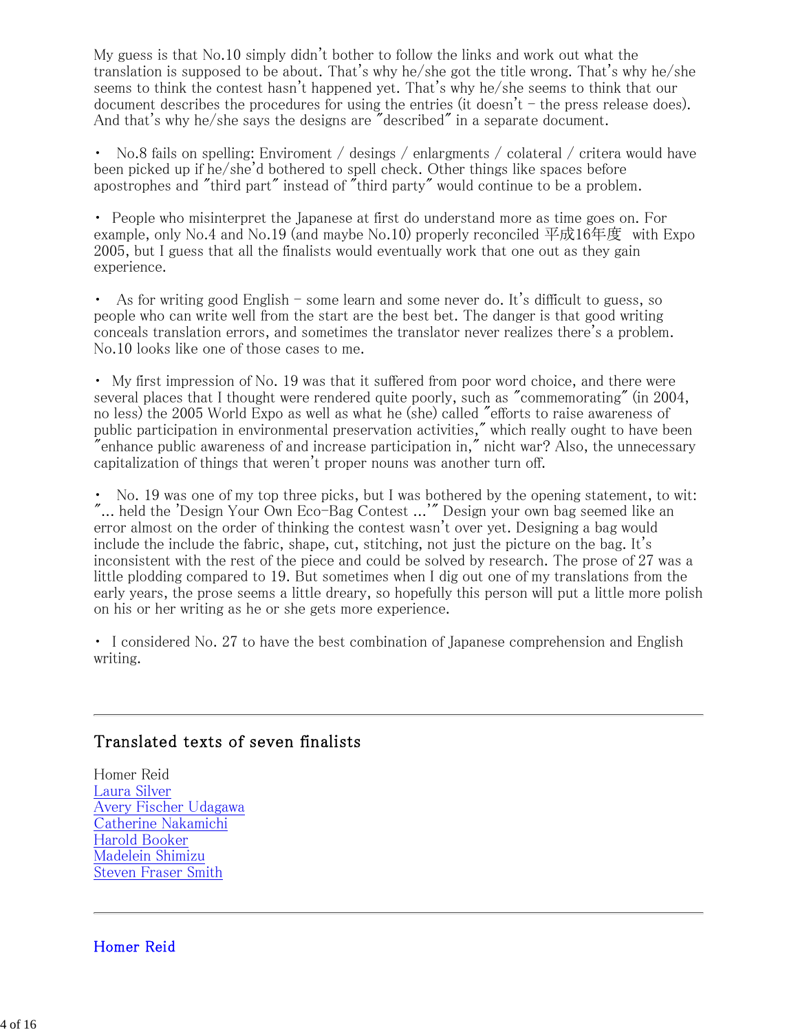My guess is that No.10 simply didn't bother to follow the links and work out what the translation is supposed to be about. That's why he/she got the title wrong. That's why he/she seems to think the contest hasn't happened yet. That's why he/she seems to think that our document describes the procedures for using the entries (it doesn't – the press release does). And that's why he/she says the designs are "described" in a separate document.

- No.8 fails on spelling: Enviroment / desings / enlargments / colateral / critera would have been picked up if he/she'd bothered to spell check. Other things like spaces before apostrophes and "third part" instead of "third party" would continue to be a problem.

- People who misinterpret the Japanese at first do understand more as time goes on. For example, only No.4 and No.19 (and maybe No.10) properly reconciled 平成16年度 with Expo 2005, but I guess that all the finalists would eventually work that one out as they gain experience.

- As for writing good English – some learn and some never do. It's difficult to guess, so people who can write well from the start are the best bet. The danger is that good writing conceals translation errors, and sometimes the translator never realizes there's a problem. No.10 looks like one of those cases to me.

- My first impression of No. 19 was that it suffered from poor word choice, and there were several places that I thought were rendered quite poorly, such as "commemorating" (in 2004, no less) the 2005 World Expo as well as what he (she) called "efforts to raise awareness of public participation in environmental preservation activities," which really ought to have been "enhance public awareness of and increase participation in," nicht war? Also, the unnecessary capitalization of things that weren't proper nouns was another turn off.

- No. 19 was one of my top three picks, but I was bothered by the opening statement, to wit: "... held the 'Design Your Own Eco-Bag Contest ...'" Design your own bag seemed like an error almost on the order of thinking the contest wasn't over yet. Designing a bag would include the include the fabric, shape, cut, stitching, not just the picture on the bag. It's inconsistent with the rest of the piece and could be solved by research. The prose of 27 was a little plodding compared to 19. But sometimes when I dig out one of my translations from the early years, the prose seems a little dreary, so hopefully this person will put a little more polish on his or her writing as he or she gets more experience.

- I considered No. 27 to have the best combination of Japanese comprehension and English writing.

---

## Translated texts of seven finalists

Homer Reid
Laura Silver
Avery Fischer Udagawa
Catherine Nakamichi
Harold Booker
Madelein Shimizu
Steven Fraser Smith

---

## Homer Reid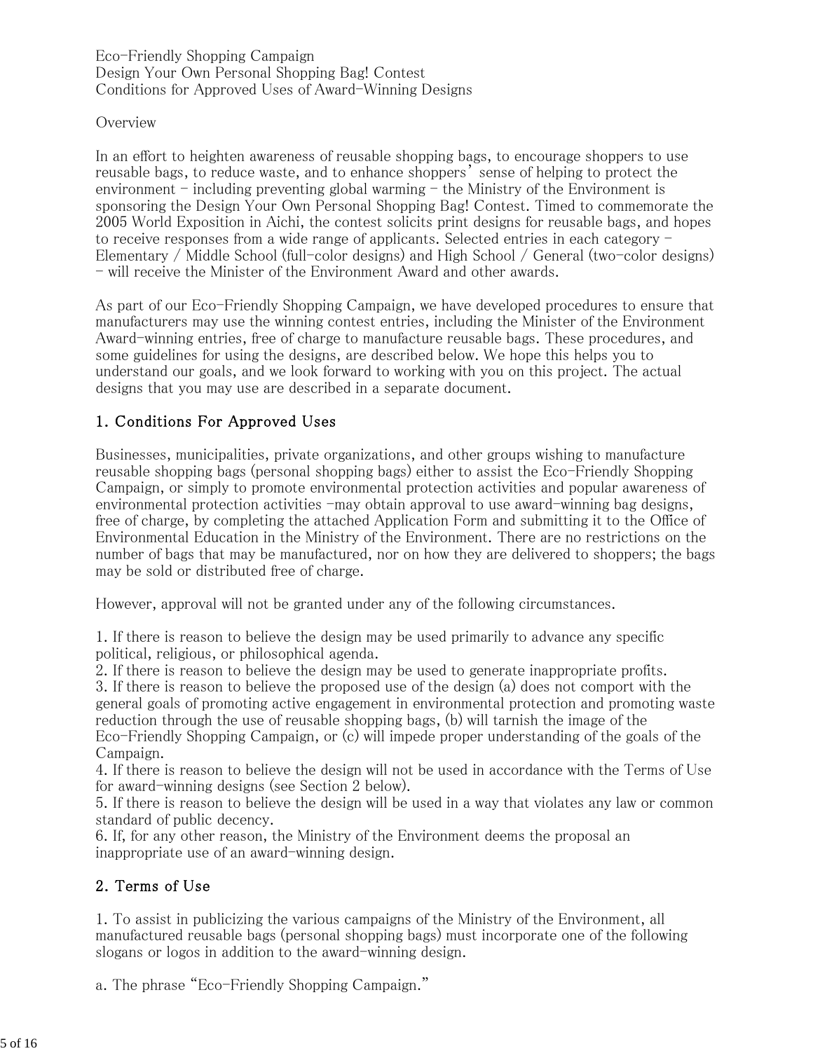Eco-Friendly Shopping Campaign
Design Your Own Personal Shopping Bag! Contest
Conditions for Approved Uses of Award-Winning Designs

Overview

In an effort to heighten awareness of reusable shopping bags, to encourage shoppers to use reusable bags, to reduce waste, and to enhance shoppers' sense of helping to protect the environment – including preventing global warming – the Ministry of the Environment is sponsoring the Design Your Own Personal Shopping Bag! Contest. Timed to commemorate the 2005 World Exposition in Aichi, the contest solicits print designs for reusable bags, and hopes to receive responses from a wide range of applicants. Selected entries in each category – Elementary / Middle School (full-color designs) and High School / General (two-color designs) – will receive the Minister of the Environment Award and other awards.

As part of our Eco-Friendly Shopping Campaign, we have developed procedures to ensure that manufacturers may use the winning contest entries, including the Minister of the Environment Award-winning entries, free of charge to manufacture reusable bags. These procedures, and some guidelines for using the designs, are described below. We hope this helps you to understand our goals, and we look forward to working with you on this project. The actual designs that you may use are described in a separate document.

## 1. Conditions For Approved Uses

Businesses, municipalities, private organizations, and other groups wishing to manufacture reusable shopping bags (personal shopping bags) either to assist the Eco-Friendly Shopping Campaign, or simply to promote environmental protection activities and popular awareness of environmental protection activities –may obtain approval to use award-winning bag designs, free of charge, by completing the attached Application Form and submitting it to the Office of Environmental Education in the Ministry of the Environment. There are no restrictions on the number of bags that may be manufactured, nor on how they are delivered to shoppers; the bags may be sold or distributed free of charge.

However, approval will not be granted under any of the following circumstances.

1. If there is reason to believe the design may be used primarily to advance any specific political, religious, or philosophical agenda.
2. If there is reason to believe the design may be used to generate inappropriate profits.
3. If there is reason to believe the proposed use of the design (a) does not comport with the general goals of promoting active engagement in environmental protection and promoting waste reduction through the use of reusable shopping bags, (b) will tarnish the image of the Eco-Friendly Shopping Campaign, or (c) will impede proper understanding of the goals of the Campaign.
4. If there is reason to believe the design will not be used in accordance with the Terms of Use for award-winning designs (see Section 2 below).
5. If there is reason to believe the design will be used in a way that violates any law or common standard of public decency.
6. If, for any other reason, the Ministry of the Environment deems the proposal an inappropriate use of an award-winning design.

## 2. Terms of Use

1. To assist in publicizing the various campaigns of the Ministry of the Environment, all manufactured reusable bags (personal shopping bags) must incorporate one of the following slogans or logos in addition to the award-winning design.

a. The phrase "Eco-Friendly Shopping Campaign."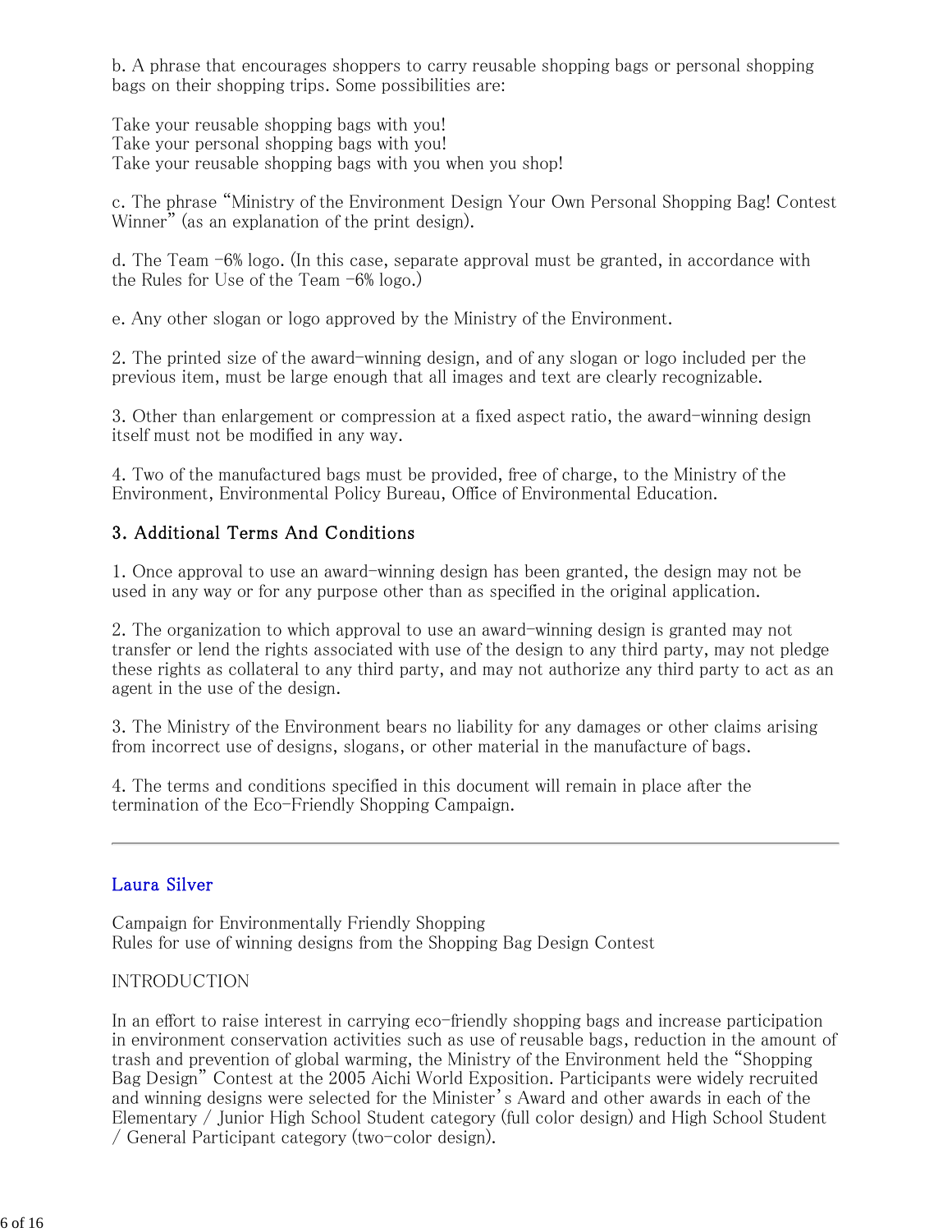b. A phrase that encourages shoppers to carry reusable shopping bags or personal shopping bags on their shopping trips. Some possibilities are:

Take your reusable shopping bags with you!
Take your personal shopping bags with you!
Take your reusable shopping bags with you when you shop!

c. The phrase “Ministry of the Environment Design Your Own Personal Shopping Bag! Contest Winner” (as an explanation of the print design).

d. The Team -6% logo. (In this case, separate approval must be granted, in accordance with the Rules for Use of the Team -6% logo.)

e. Any other slogan or logo approved by the Ministry of the Environment.

2. The printed size of the award-winning design, and of any slogan or logo included per the previous item, must be large enough that all images and text are clearly recognizable.

3. Other than enlargement or compression at a fixed aspect ratio, the award-winning design itself must not be modified in any way.

4. Two of the manufactured bags must be provided, free of charge, to the Ministry of the Environment, Environmental Policy Bureau, Office of Environmental Education.

### 3. Additional Terms And Conditions

1. Once approval to use an award-winning design has been granted, the design may not be used in any way or for any purpose other than as specified in the original application.

2. The organization to which approval to use an award-winning design is granted may not transfer or lend the rights associated with use of the design to any third party, may not pledge these rights as collateral to any third party, and may not authorize any third party to act as an agent in the use of the design.

3. The Ministry of the Environment bears no liability for any damages or other claims arising from incorrect use of designs, slogans, or other material in the manufacture of bags.

4. The terms and conditions specified in this document will remain in place after the termination of the Eco-Friendly Shopping Campaign.

---

### Laura Silver

Campaign for Environmentally Friendly Shopping
Rules for use of winning designs from the Shopping Bag Design Contest

INTRODUCTION

In an effort to raise interest in carrying eco-friendly shopping bags and increase participation in environment conservation activities such as use of reusable bags, reduction in the amount of trash and prevention of global warming, the Ministry of the Environment held the “Shopping Bag Design” Contest at the 2005 Aichi World Exposition. Participants were widely recruited and winning designs were selected for the Minister’s Award and other awards in each of the Elementary / Junior High School Student category (full color design) and High School Student / General Participant category (two-color design).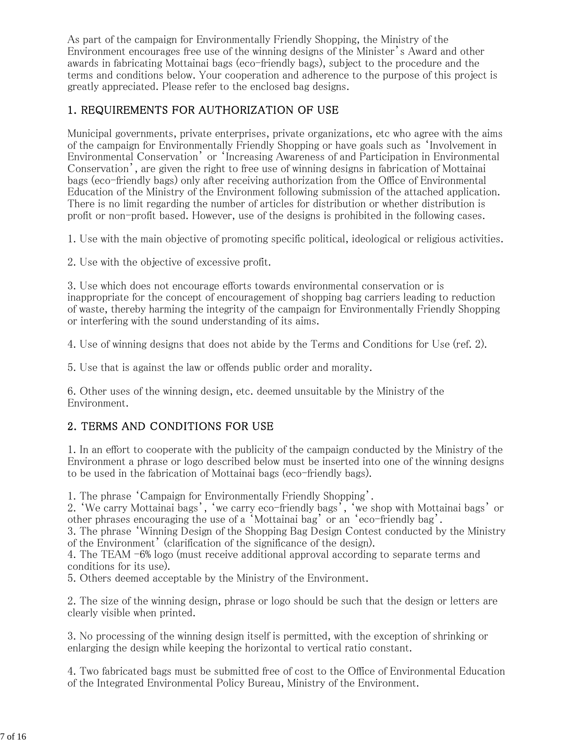As part of the campaign for Environmentally Friendly Shopping, the Ministry of the Environment encourages free use of the winning designs of the Minister's Award and other awards in fabricating Mottainai bags (eco-friendly bags), subject to the procedure and the terms and conditions below. Your cooperation and adherence to the purpose of this project is greatly appreciated. Please refer to the enclosed bag designs.

## 1. REQUIREMENTS FOR AUTHORIZATION OF USE

Municipal governments, private enterprises, private organizations, etc who agree with the aims of the campaign for Environmentally Friendly Shopping or have goals such as 'Involvement in Environmental Conservation' or 'Increasing Awareness of and Participation in Environmental Conservation', are given the right to free use of winning designs in fabrication of Mottainai bags (eco-friendly bags) only after receiving authorization from the Office of Environmental Education of the Ministry of the Environment following submission of the attached application. There is no limit regarding the number of articles for distribution or whether distribution is profit or non-profit based. However, use of the designs is prohibited in the following cases.

1. Use with the main objective of promoting specific political, ideological or religious activities.

2. Use with the objective of excessive profit.

3. Use which does not encourage efforts towards environmental conservation or is inappropriate for the concept of encouragement of shopping bag carriers leading to reduction of waste, thereby harming the integrity of the campaign for Environmentally Friendly Shopping or interfering with the sound understanding of its aims.

4. Use of winning designs that does not abide by the Terms and Conditions for Use (ref. 2).

5. Use that is against the law or offends public order and morality.

6. Other uses of the winning design, etc. deemed unsuitable by the Ministry of the Environment.

## 2. TERMS AND CONDITIONS FOR USE

1. In an effort to cooperate with the publicity of the campaign conducted by the Ministry of the Environment a phrase or logo described below must be inserted into one of the winning designs to be used in the fabrication of Mottainai bags (eco-friendly bags).

1. The phrase 'Campaign for Environmentally Friendly Shopping'.
2. 'We carry Mottainai bags', 'we carry eco-friendly bags', 'we shop with Mottainai bags' or other phrases encouraging the use of a 'Mottainai bag' or an 'eco-friendly bag'.
3. The phrase 'Winning Design of the Shopping Bag Design Contest conducted by the Ministry of the Environment' (clarification of the significance of the design).
4. The TEAM -6% logo (must receive additional approval according to separate terms and conditions for its use).
5. Others deemed acceptable by the Ministry of the Environment.

2. The size of the winning design, phrase or logo should be such that the design or letters are clearly visible when printed.

3. No processing of the winning design itself is permitted, with the exception of shrinking or enlarging the design while keeping the horizontal to vertical ratio constant.

4. Two fabricated bags must be submitted free of cost to the Office of Environmental Education of the Integrated Environmental Policy Bureau, Ministry of the Environment.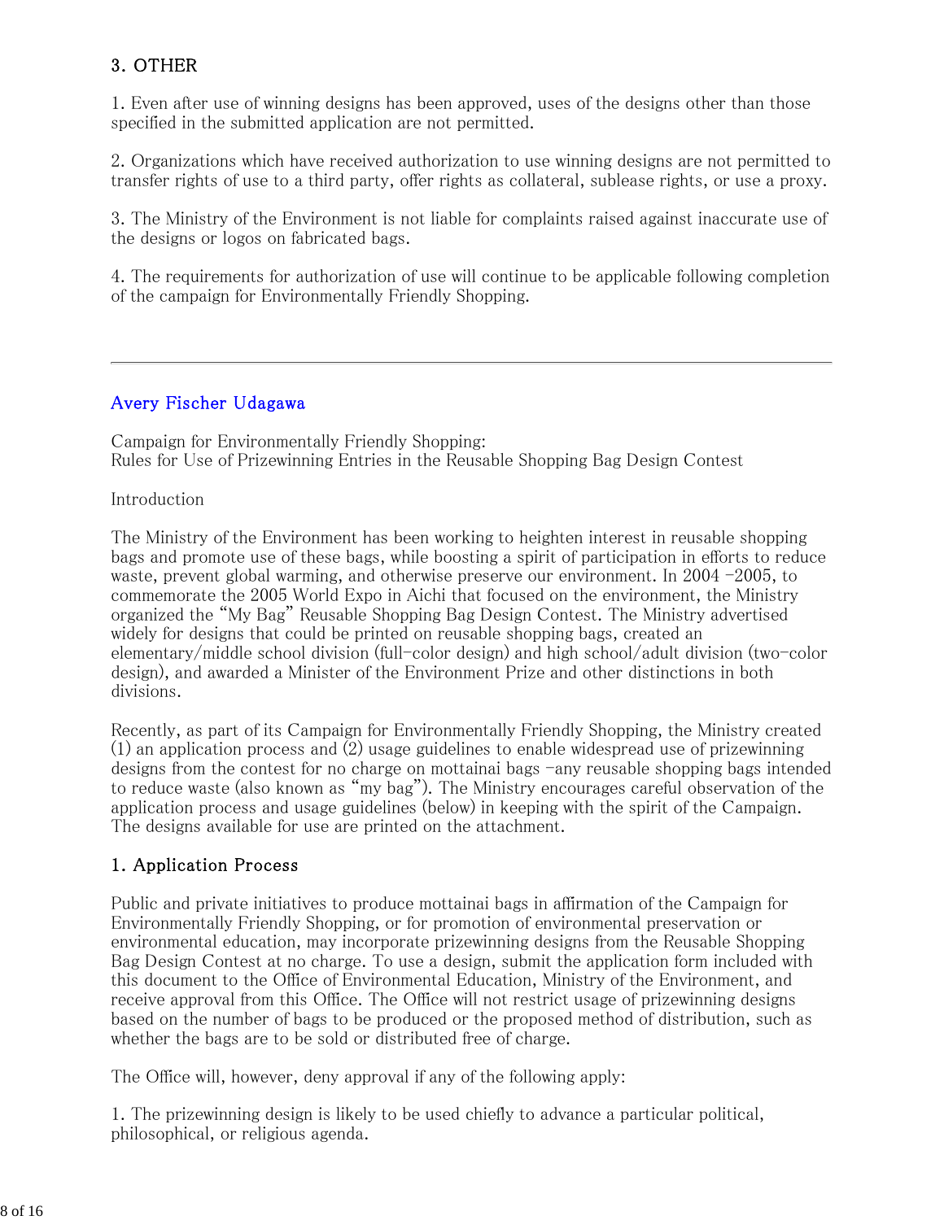## 3. OTHER

1. Even after use of winning designs has been approved, uses of the designs other than those specified in the submitted application are not permitted.

2. Organizations which have received authorization to use winning designs are not permitted to transfer rights of use to a third party, offer rights as collateral, sublease rights, or use a proxy.

3. The Ministry of the Environment is not liable for complaints raised against inaccurate use of the designs or logos on fabricated bags.

4. The requirements for authorization of use will continue to be applicable following completion of the campaign for Environmentally Friendly Shopping.

---

Avery Fischer Udagawa

Campaign for Environmentally Friendly Shopping:
Rules for Use of Prizewinning Entries in the Reusable Shopping Bag Design Contest

Introduction

The Ministry of the Environment has been working to heighten interest in reusable shopping bags and promote use of these bags, while boosting a spirit of participation in efforts to reduce waste, prevent global warming, and otherwise preserve our environment. In 2004 -2005, to commemorate the 2005 World Expo in Aichi that focused on the environment, the Ministry organized the "My Bag" Reusable Shopping Bag Design Contest. The Ministry advertised widely for designs that could be printed on reusable shopping bags, created an elementary/middle school division (full-color design) and high school/adult division (two-color design), and awarded a Minister of the Environment Prize and other distinctions in both divisions.

Recently, as part of its Campaign for Environmentally Friendly Shopping, the Ministry created (1) an application process and (2) usage guidelines to enable widespread use of prizewinning designs from the contest for no charge on mottainai bags -any reusable shopping bags intended to reduce waste (also known as "my bag"). The Ministry encourages careful observation of the application process and usage guidelines (below) in keeping with the spirit of the Campaign. The designs available for use are printed on the attachment.

## 1. Application Process

Public and private initiatives to produce mottainai bags in affirmation of the Campaign for Environmentally Friendly Shopping, or for promotion of environmental preservation or environmental education, may incorporate prizewinning designs from the Reusable Shopping Bag Design Contest at no charge. To use a design, submit the application form included with this document to the Office of Environmental Education, Ministry of the Environment, and receive approval from this Office. The Office will not restrict usage of prizewinning designs based on the number of bags to be produced or the proposed method of distribution, such as whether the bags are to be sold or distributed free of charge.

The Office will, however, deny approval if any of the following apply:

1. The prizewinning design is likely to be used chiefly to advance a particular political, philosophical, or religious agenda.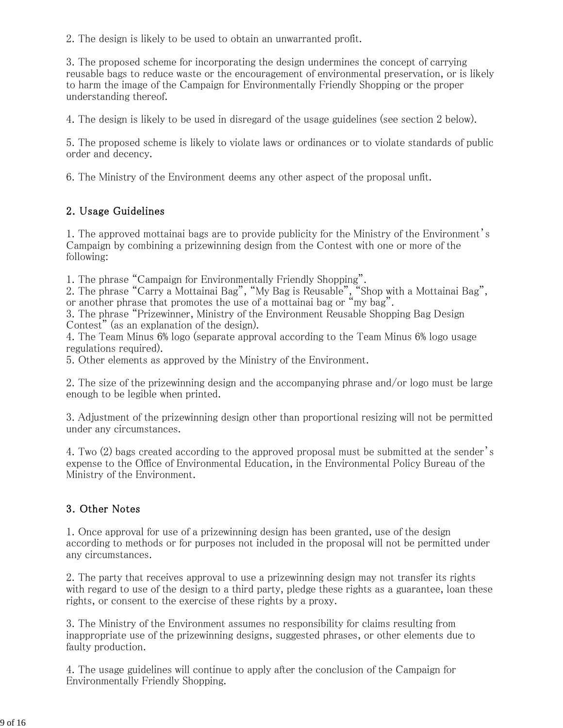2. The design is likely to be used to obtain an unwarranted profit.

3. The proposed scheme for incorporating the design undermines the concept of carrying reusable bags to reduce waste or the encouragement of environmental preservation, or is likely to harm the image of the Campaign for Environmentally Friendly Shopping or the proper understanding thereof.

4. The design is likely to be used in disregard of the usage guidelines (see section 2 below).

5. The proposed scheme is likely to violate laws or ordinances or to violate standards of public order and decency.

6. The Ministry of the Environment deems any other aspect of the proposal unfit.

## 2. Usage Guidelines

1. The approved mottainai bags are to provide publicity for the Ministry of the Environment's Campaign by combining a prizewinning design from the Contest with one or more of the following:

1. The phrase "Campaign for Environmentally Friendly Shopping".
2. The phrase "Carry a Mottainai Bag", "My Bag is Reusable", "Shop with a Mottainai Bag", or another phrase that promotes the use of a mottainai bag or "my bag".
3. The phrase "Prizewinner, Ministry of the Environment Reusable Shopping Bag Design Contest" (as an explanation of the design).
4. The Team Minus 6% logo (separate approval according to the Team Minus 6% logo usage regulations required).
5. Other elements as approved by the Ministry of the Environment.

2. The size of the prizewinning design and the accompanying phrase and/or logo must be large enough to be legible when printed.

3. Adjustment of the prizewinning design other than proportional resizing will not be permitted under any circumstances.

4. Two (2) bags created according to the approved proposal must be submitted at the sender's expense to the Office of Environmental Education, in the Environmental Policy Bureau of the Ministry of the Environment.

## 3. Other Notes

1. Once approval for use of a prizewinning design has been granted, use of the design according to methods or for purposes not included in the proposal will not be permitted under any circumstances.

2. The party that receives approval to use a prizewinning design may not transfer its rights with regard to use of the design to a third party, pledge these rights as a guarantee, loan these rights, or consent to the exercise of these rights by a proxy.

3. The Ministry of the Environment assumes no responsibility for claims resulting from inappropriate use of the prizewinning designs, suggested phrases, or other elements due to faulty production.

4. The usage guidelines will continue to apply after the conclusion of the Campaign for Environmentally Friendly Shopping.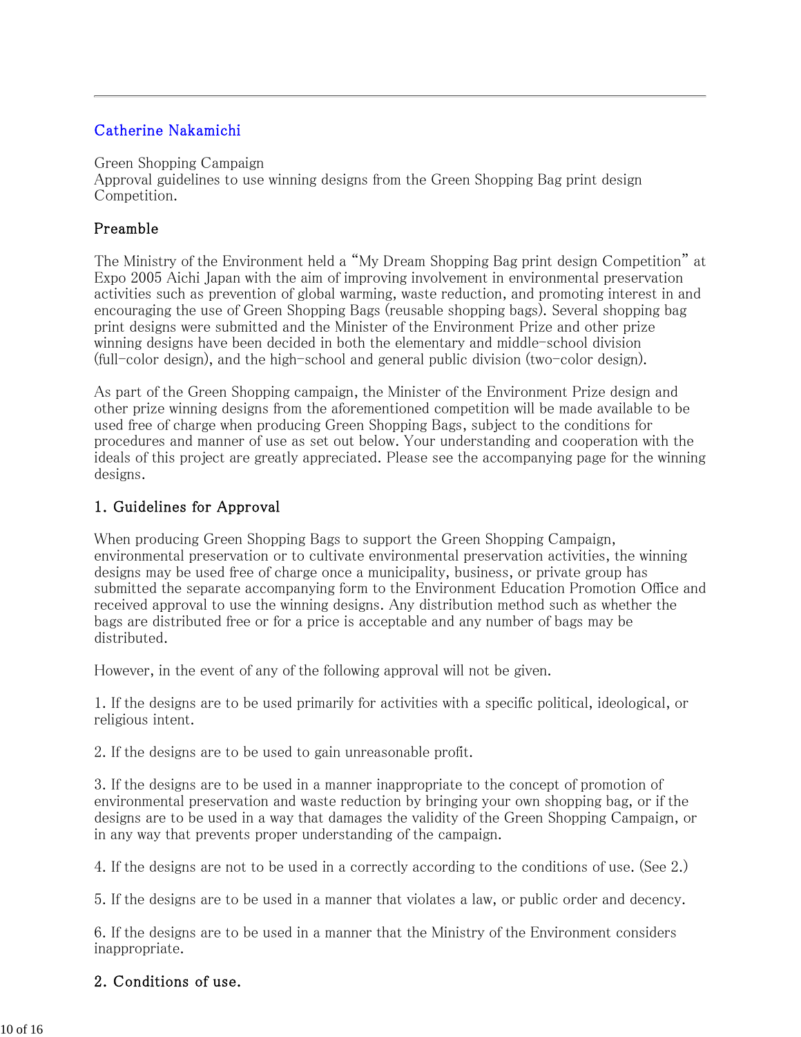Catherine Nakamichi

Green Shopping Campaign
Approval guidelines to use winning designs from the Green Shopping Bag print design Competition.

## Preamble

The Ministry of the Environment held a "My Dream Shopping Bag print design Competition" at Expo 2005 Aichi Japan with the aim of improving involvement in environmental preservation activities such as prevention of global warming, waste reduction, and promoting interest in and encouraging the use of Green Shopping Bags (reusable shopping bags). Several shopping bag print designs were submitted and the Minister of the Environment Prize and other prize winning designs have been decided in both the elementary and middle-school division (full-color design), and the high-school and general public division (two-color design).

As part of the Green Shopping campaign, the Minister of the Environment Prize design and other prize winning designs from the aforementioned competition will be made available to be used free of charge when producing Green Shopping Bags, subject to the conditions for procedures and manner of use as set out below. Your understanding and cooperation with the ideals of this project are greatly appreciated. Please see the accompanying page for the winning designs.

## 1. Guidelines for Approval

When producing Green Shopping Bags to support the Green Shopping Campaign, environmental preservation or to cultivate environmental preservation activities, the winning designs may be used free of charge once a municipality, business, or private group has submitted the separate accompanying form to the Environment Education Promotion Office and received approval to use the winning designs. Any distribution method such as whether the bags are distributed free or for a price is acceptable and any number of bags may be distributed.

However, in the event of any of the following approval will not be given.

1. If the designs are to be used primarily for activities with a specific political, ideological, or religious intent.

2. If the designs are to be used to gain unreasonable profit.

3. If the designs are to be used in a manner inappropriate to the concept of promotion of environmental preservation and waste reduction by bringing your own shopping bag, or if the designs are to be used in a way that damages the validity of the Green Shopping Campaign, or in any way that prevents proper understanding of the campaign.

4. If the designs are not to be used in a correctly according to the conditions of use. (See 2.)

5. If the designs are to be used in a manner that violates a law, or public order and decency.

6. If the designs are to be used in a manner that the Ministry of the Environment considers inappropriate.

## 2. Conditions of use.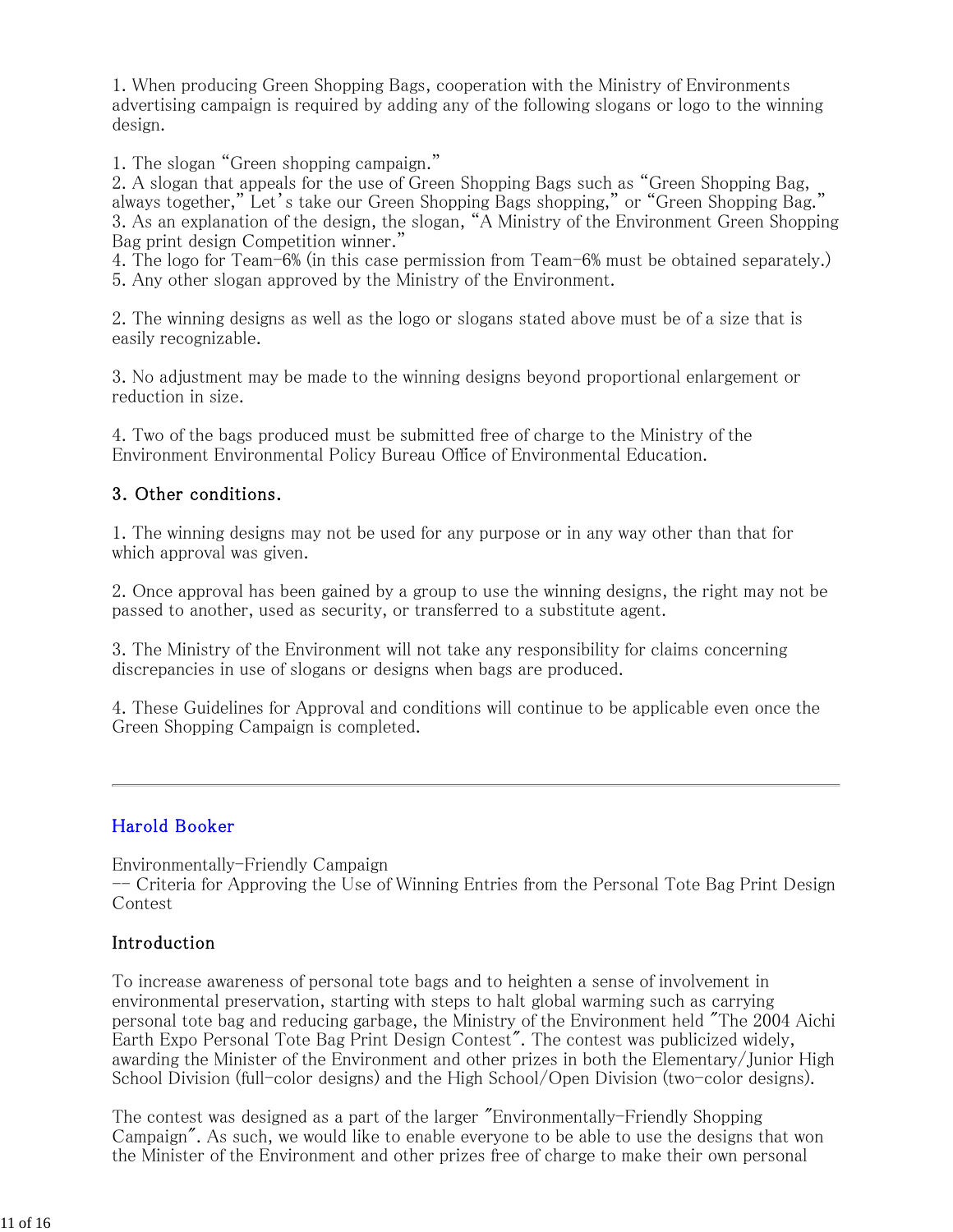1. When producing Green Shopping Bags, cooperation with the Ministry of Environments advertising campaign is required by adding any of the following slogans or logo to the winning design.

1. The slogan “Green shopping campaign.”
2. A slogan that appeals for the use of Green Shopping Bags such as “Green Shopping Bag, always together,” Let’s take our Green Shopping Bags shopping,” or “Green Shopping Bag.”
3. As an explanation of the design, the slogan, “A Ministry of the Environment Green Shopping Bag print design Competition winner.”
4. The logo for Team-6% (in this case permission from Team-6% must be obtained separately.)
5. Any other slogan approved by the Ministry of the Environment.

2. The winning designs as well as the logo or slogans stated above must be of a size that is easily recognizable.

3. No adjustment may be made to the winning designs beyond proportional enlargement or reduction in size.

4. Two of the bags produced must be submitted free of charge to the Ministry of the Environment Environmental Policy Bureau Office of Environmental Education.

### 3. Other conditions.

1. The winning designs may not be used for any purpose or in any way other than that for which approval was given.

2. Once approval has been gained by a group to use the winning designs, the right may not be passed to another, used as security, or transferred to a substitute agent.

3. The Ministry of the Environment will not take any responsibility for claims concerning discrepancies in use of slogans or designs when bags are produced.

4. These Guidelines for Approval and conditions will continue to be applicable even once the Green Shopping Campaign is completed.

---

Harold Booker

Environmentally-Friendly Campaign
-- Criteria for Approving the Use of Winning Entries from the Personal Tote Bag Print Design Contest

### Introduction

To increase awareness of personal tote bags and to heighten a sense of involvement in environmental preservation, starting with steps to halt global warming such as carrying personal tote bag and reducing garbage, the Ministry of the Environment held "The 2004 Aichi Earth Expo Personal Tote Bag Print Design Contest". The contest was publicized widely, awarding the Minister of the Environment and other prizes in both the Elementary/Junior High School Division (full-color designs) and the High School/Open Division (two-color designs).

The contest was designed as a part of the larger "Environmentally-Friendly Shopping Campaign". As such, we would like to enable everyone to be able to use the designs that won the Minister of the Environment and other prizes free of charge to make their own personal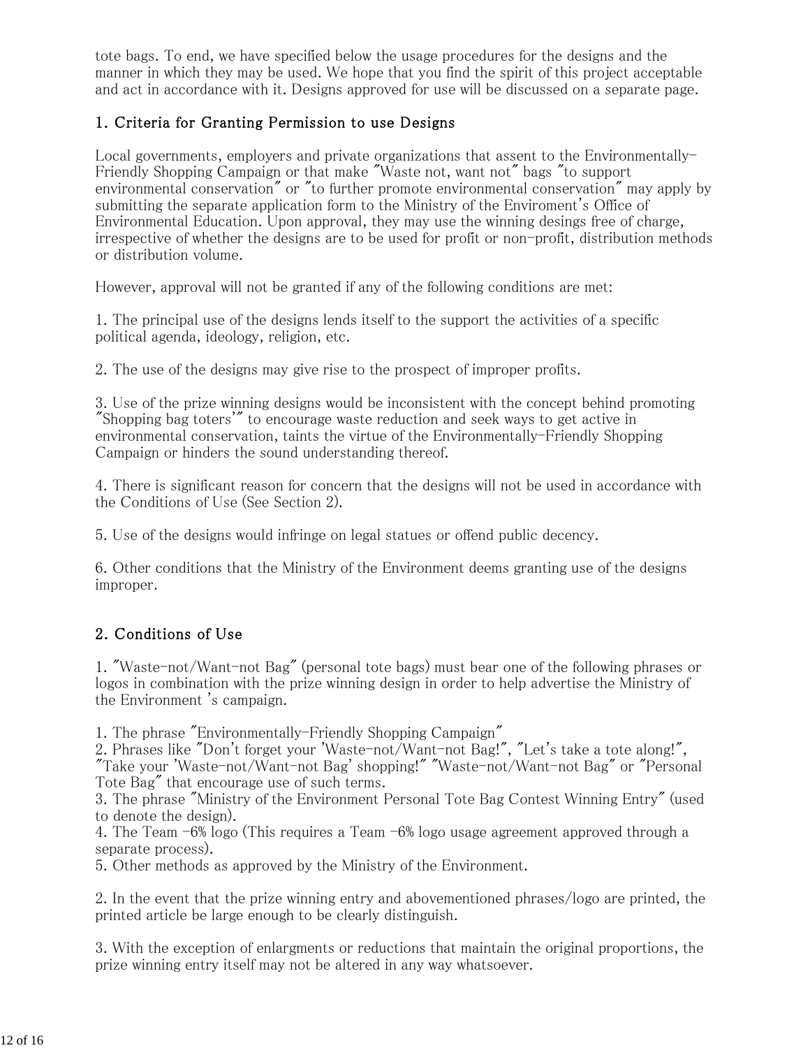tote bags. To end, we have specified below the usage procedures for the designs and the manner in which they may be used. We hope that you find the spirit of this project acceptable and act in accordance with it. Designs approved for use will be discussed on a separate page.

## 1. Criteria for Granting Permission to use Designs

Local governments, employers and private organizations that assent to the Environmentally-Friendly Shopping Campaign or that make "Waste not, want not" bags "to support environmental conservation" or "to further promote environmental conservation" may apply by submitting the separate application form to the Ministry of the Enviroment's Office of Environmental Education. Upon approval, they may use the winning desings free of charge, irrespective of whether the designs are to be used for profit or non-profit, distribution methods or distribution volume.

However, approval will not be granted if any of the following conditions are met:

1. The principal use of the designs lends itself to the support the activities of a specific political agenda, ideology, religion, etc.

2. The use of the designs may give rise to the prospect of improper profits.

3. Use of the prize winning designs would be inconsistent with the concept behind promoting "Shopping bag toters'" to encourage waste reduction and seek ways to get active in environmental conservation, taints the virtue of the Environmentally-Friendly Shopping Campaign or hinders the sound understanding thereof.

4. There is significant reason for concern that the designs will not be used in accordance with the Conditions of Use (See Section 2).

5. Use of the designs would infringe on legal statues or offend public decency.

6. Other conditions that the Ministry of the Environment deems granting use of the designs improper.

## 2. Conditions of Use

1. "Waste-not/Want-not Bag" (personal tote bags) must bear one of the following phrases or logos in combination with the prize winning design in order to help advertise the Ministry of the Environment 's campaign.

1. The phrase "Environmentally-Friendly Shopping Campaign"
2. Phrases like "Don't forget your 'Waste-not/Want-not Bag!", "Let's take a tote along!", "Take your 'Waste-not/Want-not Bag' shopping!" "Waste-not/Want-not Bag" or "Personal Tote Bag" that encourage use of such terms.
3. The phrase "Ministry of the Environment Personal Tote Bag Contest Winning Entry" (used to denote the design).
4. The Team -6% logo (This requires a Team -6% logo usage agreement approved through a separate process).
5. Other methods as approved by the Ministry of the Environment.

2. In the event that the prize winning entry and abovementioned phrases/logo are printed, the printed article be large enough to be clearly distinguish.

3. With the exception of enlargments or reductions that maintain the original proportions, the prize winning entry itself may not be altered in any way whatsoever.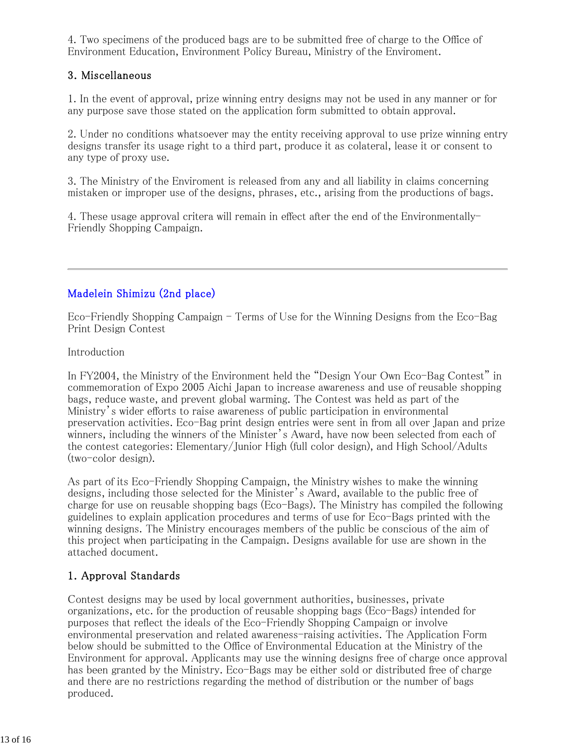4. Two specimens of the produced bags are to be submitted free of charge to the Office of Environment Education, Environment Policy Bureau, Ministry of the Enviroment.

### 3. Miscellaneous

1. In the event of approval, prize winning entry designs may not be used in any manner or for any purpose save those stated on the application form submitted to obtain approval.

2. Under no conditions whatsoever may the entity receiving approval to use prize winning entry designs transfer its usage right to a third part, produce it as colateral, lease it or consent to any type of proxy use.

3. The Ministry of the Enviroment is released from any and all liability in claims concerning mistaken or improper use of the designs, phrases, etc., arising from the productions of bags.

4. These usage approval critera will remain in effect after the end of the Environmentally-Friendly Shopping Campaign.

---

## Madelein Shimizu (2nd place)

Eco-Friendly Shopping Campaign - Terms of Use for the Winning Designs from the Eco-Bag Print Design Contest

Introduction

In FY2004, the Ministry of the Environment held the "Design Your Own Eco-Bag Contest" in commemoration of Expo 2005 Aichi Japan to increase awareness and use of reusable shopping bags, reduce waste, and prevent global warming. The Contest was held as part of the Ministry's wider efforts to raise awareness of public participation in environmental preservation activities. Eco-Bag print design entries were sent in from all over Japan and prize winners, including the winners of the Minister's Award, have now been selected from each of the contest categories: Elementary/Junior High (full color design), and High School/Adults (two-color design).

As part of its Eco-Friendly Shopping Campaign, the Ministry wishes to make the winning designs, including those selected for the Minister's Award, available to the public free of charge for use on reusable shopping bags (Eco-Bags). The Ministry has compiled the following guidelines to explain application procedures and terms of use for Eco-Bags printed with the winning designs. The Ministry encourages members of the public be conscious of the aim of this project when participating in the Campaign. Designs available for use are shown in the attached document.

### 1. Approval Standards

Contest designs may be used by local government authorities, businesses, private organizations, etc. for the production of reusable shopping bags (Eco-Bags) intended for purposes that reflect the ideals of the Eco-Friendly Shopping Campaign or involve environmental preservation and related awareness-raising activities. The Application Form below should be submitted to the Office of Environmental Education at the Ministry of the Environment for approval. Applicants may use the winning designs free of charge once approval has been granted by the Ministry. Eco-Bags may be either sold or distributed free of charge and there are no restrictions regarding the method of distribution or the number of bags produced.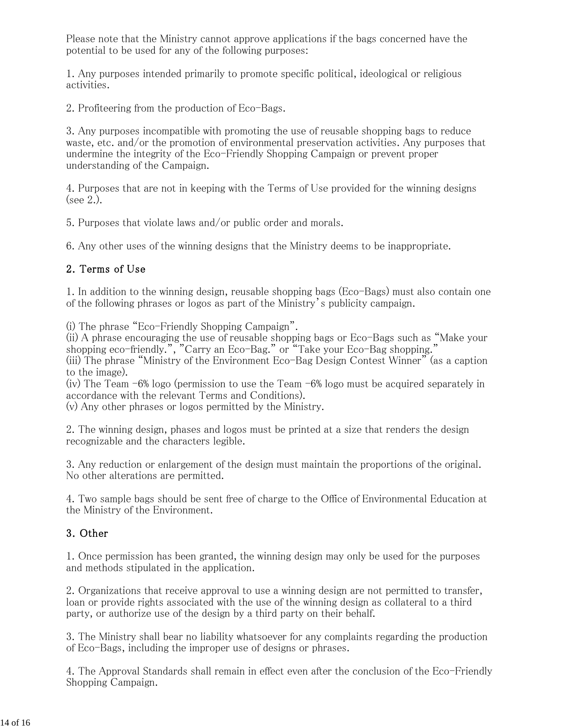Please note that the Ministry cannot approve applications if the bags concerned have the potential to be used for any of the following purposes:

1. Any purposes intended primarily to promote specific political, ideological or religious activities.

2. Profiteering from the production of Eco-Bags.

3. Any purposes incompatible with promoting the use of reusable shopping bags to reduce waste, etc. and/or the promotion of environmental preservation activities. Any purposes that undermine the integrity of the Eco-Friendly Shopping Campaign or prevent proper understanding of the Campaign.

4. Purposes that are not in keeping with the Terms of Use provided for the winning designs (see 2.).

5. Purposes that violate laws and/or public order and morals.

6. Any other uses of the winning designs that the Ministry deems to be inappropriate.

## 2. Terms of Use

1. In addition to the winning design, reusable shopping bags (Eco-Bags) must also contain one of the following phrases or logos as part of the Ministry's publicity campaign.

(i) The phrase "Eco-Friendly Shopping Campaign".
(ii) A phrase encouraging the use of reusable shopping bags or Eco-Bags such as "Make your shopping eco-friendly.", "Carry an Eco-Bag." or "Take your Eco-Bag shopping."
(iii) The phrase "Ministry of the Environment Eco-Bag Design Contest Winner" (as a caption to the image).
(iv) The Team -6% logo (permission to use the Team -6% logo must be acquired separately in accordance with the relevant Terms and Conditions).
(v) Any other phrases or logos permitted by the Ministry.

2. The winning design, phases and logos must be printed at a size that renders the design recognizable and the characters legible.

3. Any reduction or enlargement of the design must maintain the proportions of the original. No other alterations are permitted.

4. Two sample bags should be sent free of charge to the Office of Environmental Education at the Ministry of the Environment.

## 3. Other

1. Once permission has been granted, the winning design may only be used for the purposes and methods stipulated in the application.

2. Organizations that receive approval to use a winning design are not permitted to transfer, loan or provide rights associated with the use of the winning design as collateral to a third party, or authorize use of the design by a third party on their behalf.

3. The Ministry shall bear no liability whatsoever for any complaints regarding the production of Eco-Bags, including the improper use of designs or phrases.

4. The Approval Standards shall remain in effect even after the conclusion of the Eco-Friendly Shopping Campaign.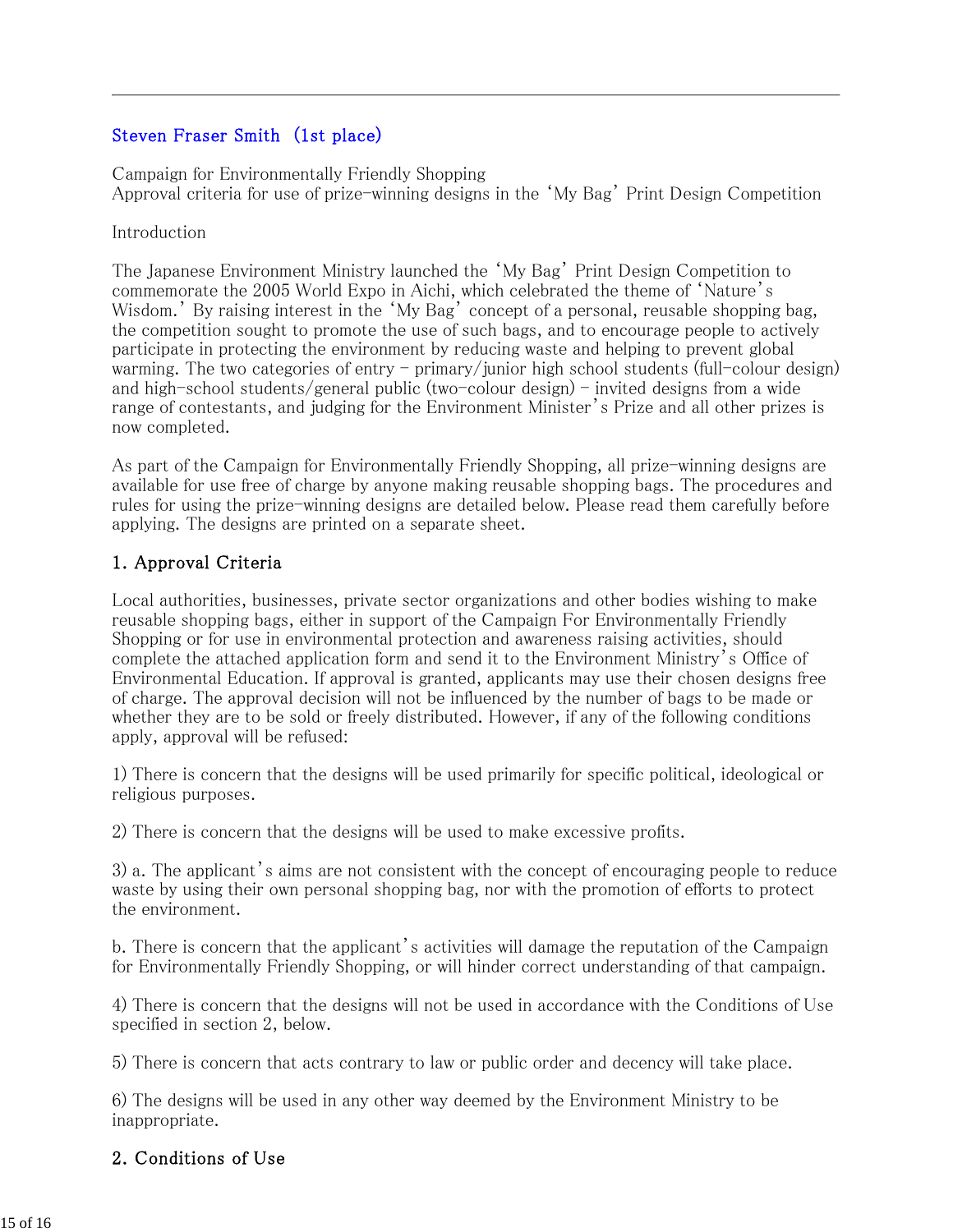---

Steven Fraser Smith (1st place)

Campaign for Environmentally Friendly Shopping
Approval criteria for use of prize-winning designs in the 'My Bag' Print Design Competition

Introduction

The Japanese Environment Ministry launched the 'My Bag' Print Design Competition to commemorate the 2005 World Expo in Aichi, which celebrated the theme of 'Nature's Wisdom.' By raising interest in the 'My Bag' concept of a personal, reusable shopping bag, the competition sought to promote the use of such bags, and to encourage people to actively participate in protecting the environment by reducing waste and helping to prevent global warming. The two categories of entry – primary/junior high school students (full-colour design) and high-school students/general public (two-colour design) – invited designs from a wide range of contestants, and judging for the Environment Minister's Prize and all other prizes is now completed.

As part of the Campaign for Environmentally Friendly Shopping, all prize-winning designs are available for use free of charge by anyone making reusable shopping bags. The procedures and rules for using the prize-winning designs are detailed below. Please read them carefully before applying. The designs are printed on a separate sheet.

## 1. Approval Criteria

Local authorities, businesses, private sector organizations and other bodies wishing to make reusable shopping bags, either in support of the Campaign For Environmentally Friendly Shopping or for use in environmental protection and awareness raising activities, should complete the attached application form and send it to the Environment Ministry's Office of Environmental Education. If approval is granted, applicants may use their chosen designs free of charge. The approval decision will not be influenced by the number of bags to be made or whether they are to be sold or freely distributed. However, if any of the following conditions apply, approval will be refused:

1) There is concern that the designs will be used primarily for specific political, ideological or religious purposes.

2) There is concern that the designs will be used to make excessive profits.

3) a. The applicant's aims are not consistent with the concept of encouraging people to reduce waste by using their own personal shopping bag, nor with the promotion of efforts to protect the environment.

b. There is concern that the applicant's activities will damage the reputation of the Campaign for Environmentally Friendly Shopping, or will hinder correct understanding of that campaign.

4) There is concern that the designs will not be used in accordance with the Conditions of Use specified in section 2, below.

5) There is concern that acts contrary to law or public order and decency will take place.

6) The designs will be used in any other way deemed by the Environment Ministry to be inappropriate.

## 2. Conditions of Use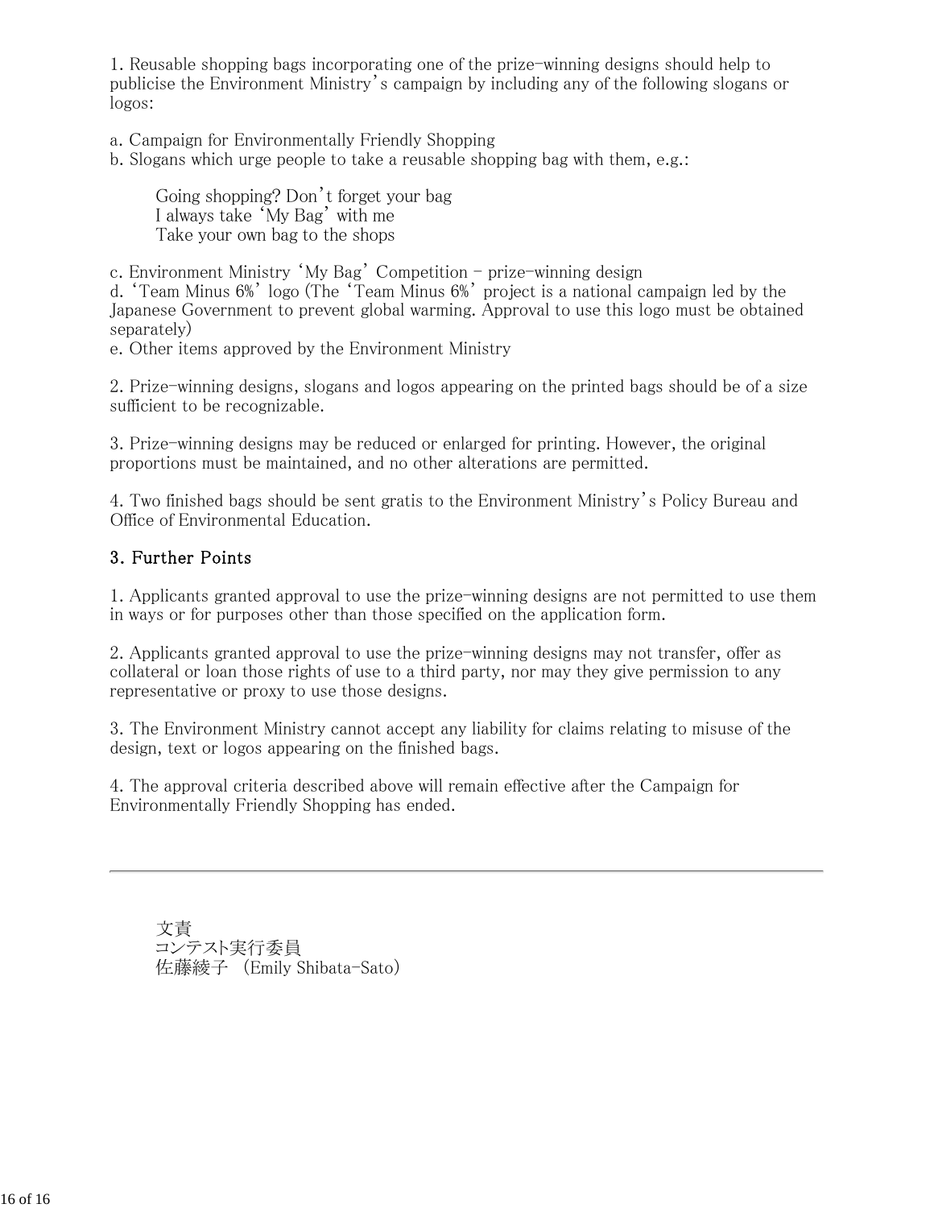1. Reusable shopping bags incorporating one of the prize-winning designs should help to publicise the Environment Ministry's campaign by including any of the following slogans or logos:

a. Campaign for Environmentally Friendly Shopping
b. Slogans which urge people to take a reusable shopping bag with them, e.g.:

> Going shopping? Don't forget your bag
> I always take 'My Bag' with me
> Take your own bag to the shops

c. Environment Ministry 'My Bag' Competition – prize-winning design
d. 'Team Minus 6%' logo (The 'Team Minus 6%' project is a national campaign led by the Japanese Government to prevent global warming. Approval to use this logo must be obtained separately)
e. Other items approved by the Environment Ministry

2. Prize-winning designs, slogans and logos appearing on the printed bags should be of a size sufficient to be recognizable.

3. Prize-winning designs may be reduced or enlarged for printing. However, the original proportions must be maintained, and no other alterations are permitted.

4. Two finished bags should be sent gratis to the Environment Ministry's Policy Bureau and Office of Environmental Education.

### 3. Further Points

1. Applicants granted approval to use the prize-winning designs are not permitted to use them in ways or for purposes other than those specified on the application form.

2. Applicants granted approval to use the prize-winning designs may not transfer, offer as collateral or loan those rights of use to a third party, nor may they give permission to any representative or proxy to use those designs.

3. The Environment Ministry cannot accept any liability for claims relating to misuse of the design, text or logos appearing on the finished bags.

4. The approval criteria described above will remain effective after the Campaign for Environmentally Friendly Shopping has ended.

---

文責
コンテスト実行委員
佐藤綾子 (Emily Shibata-Sato)